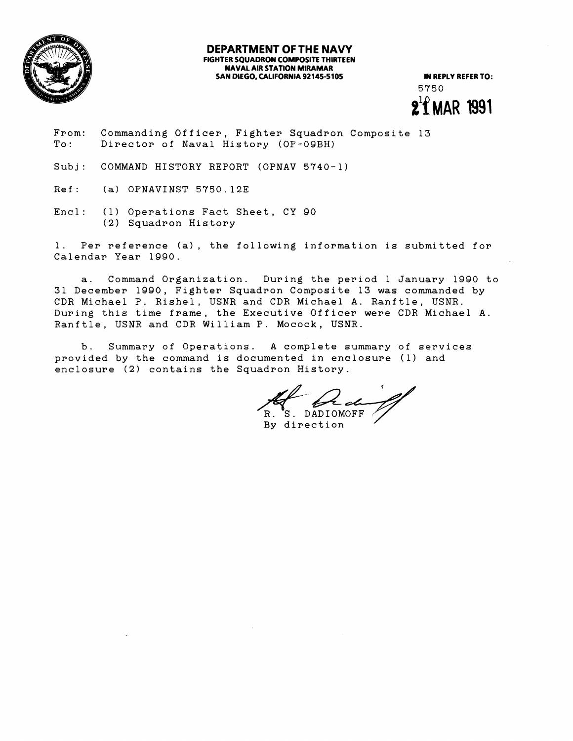**DEPARTMENT OF THE NAVY**
**FIGHTER SQUADRON COMPOSITE THIRTEEN**
**NAVAL AIR STATION MIRAMAR**
**SAN DIEGO, CALIFORNIA 92145-5105**

**IN REPLY REFER TO:**
5750
**21 MAR 1991**

From: Commanding Officer, Fighter Squadron Composite 13
To: Director of Naval History (OP-09BH)

Subj: COMMAND HISTORY REPORT (OPNAV 5740-1)

Ref: (a) OPNAVINST 5750.12E

Encl: (1) Operations Fact Sheet, CY 90
(2) Squadron History

1. Per reference (a), the following information is submitted for Calendar Year 1990.

a. Command Organization. During the period 1 January 1990 to 31 December 1990, Fighter Squadron Composite 13 was commanded by CDR Michael P. Rishel, USNR and CDR Michael A. Ranftle, USNR. During this time frame, the Executive Officer were CDR Michael A. Ranftle, USNR and CDR William P. Mocock, USNR.

b. Summary of Operations. A complete summary of services provided by the command is documented in enclosure (1) and enclosure (2) contains the Squadron History.

R. S. DADIOMOFF
By direction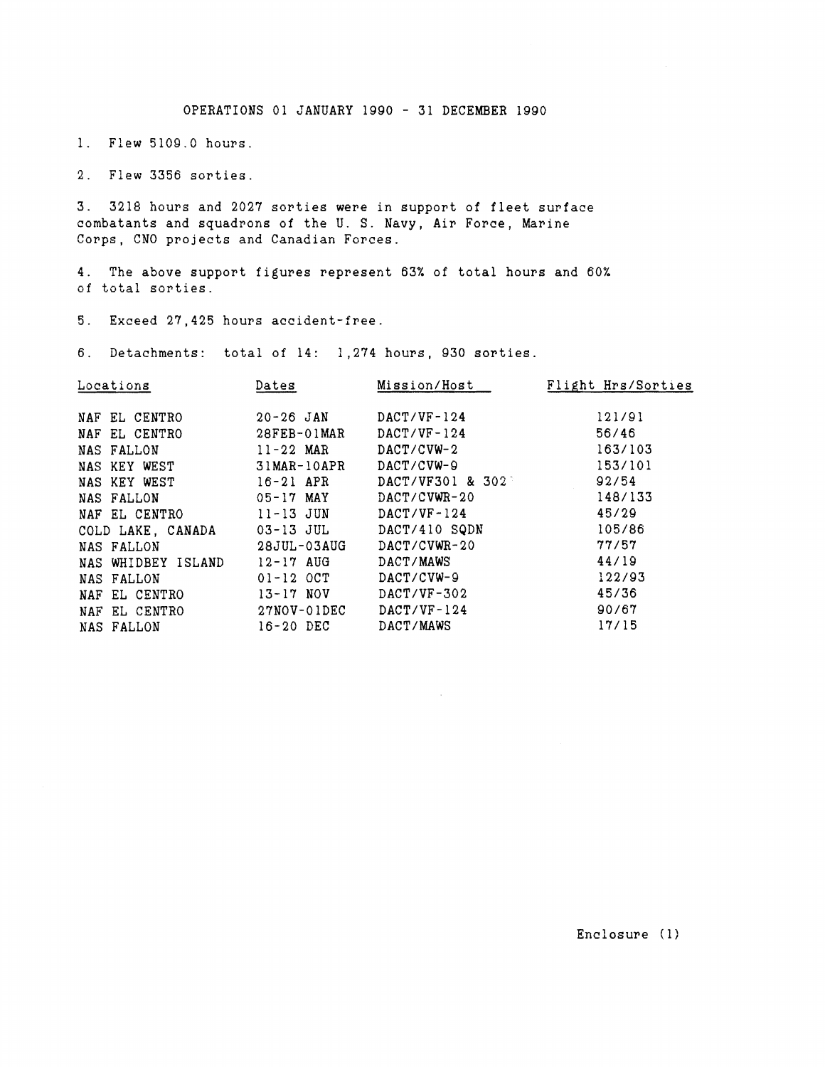# OPERATIONS 01 JANUARY 1990 - 31 DECEMBER 1990

1. Flew 5109.0 hours.

2. Flew 3356 sorties.

3. 3218 hours and 2027 sorties were in support of fleet surface combatants and squadrons of the U. S. Navy, Air Force, Marine Corps, CNO projects and Canadian Forces.

4. The above support figures represent 63% of total hours and 60% of total sorties.

5. Exceed 27,425 hours accident-free.

6. Detachments: total of 14: 1,274 hours, 930 sorties.

| Locations | Dates | Mission/Host | Flight Hrs/Sorties |
|---|---|---|---|
| NAF EL CENTRO | 20-26 JAN | DACT/VF-124 | 121/91 |
| NAF EL CENTRO | 28FEB-01MAR | DACT/VF-124 | 56/46 |
| NAS FALLON | 11-22 MAR | DACT/CVW-2 | 163/103 |
| NAS KEY WEST | 31MAR-10APR | DACT/CVW-9 | 153/101 |
| NAS KEY WEST | 16-21 APR | DACT/VF301 & 302 | 92/54 |
| NAS FALLON | 05-17 MAY | DACT/CVWR-20 | 148/133 |
| NAF EL CENTRO | 11-13 JUN | DACT/VF-124 | 45/29 |
| COLD LAKE, CANADA | 03-13 JUL | DACT/410 SQDN | 105/86 |
| NAS FALLON | 28JUL-03AUG | DACT/CVWR-20 | 77/57 |
| NAS WHIDBEY ISLAND | 12-17 AUG | DACT/MAWS | 44/19 |
| NAS FALLON | 01-12 OCT | DACT/CVW-9 | 122/93 |
| NAF EL CENTRO | 13-17 NOV | DACT/VF-302 | 45/36 |
| NAF EL CENTRO | 27NOV-01DEC | DACT/VF-124 | 90/67 |
| NAS FALLON | 16-20 DEC | DACT/MAWS | 17/15 |

Enclosure (1)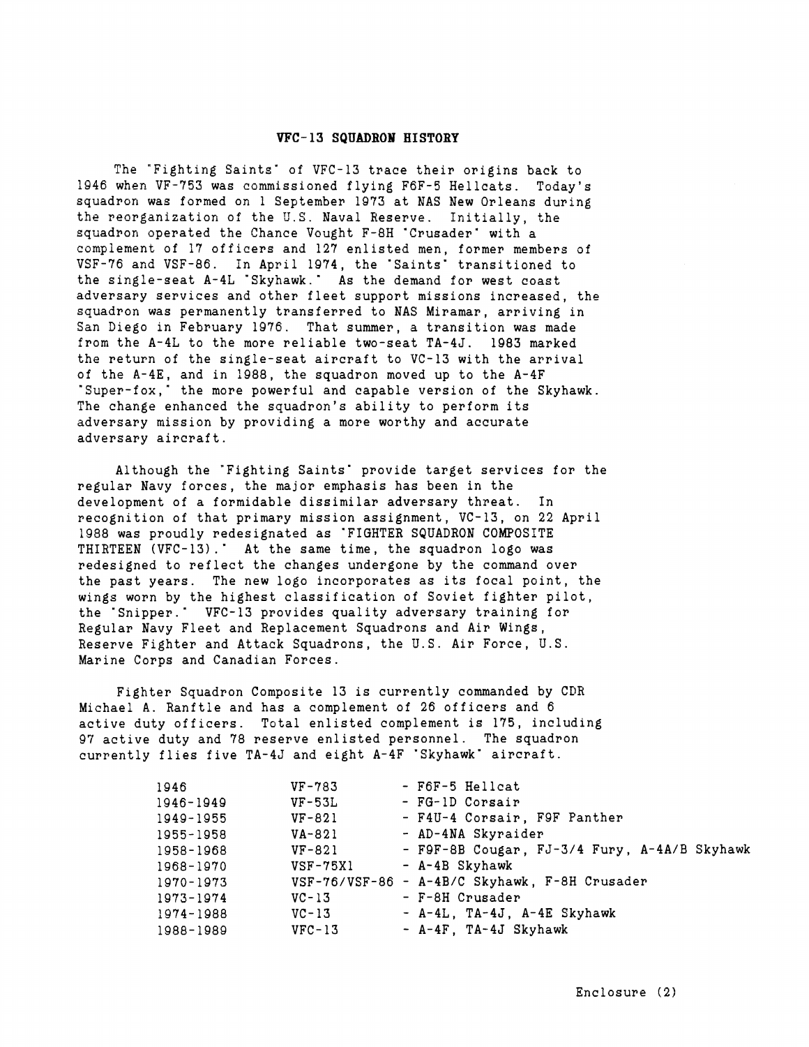## VFC-13 SQUADRON HISTORY

The "Fighting Saints" of VFC-13 trace their origins back to 1946 when VF-753 was commissioned flying F6F-5 Hellcats. Today's squadron was formed on 1 September 1973 at NAS New Orleans during the reorganization of the U.S. Naval Reserve. Initially, the squadron operated the Chance Vought F-8H "Crusader" with a complement of 17 officers and 127 enlisted men, former members of VSF-76 and VSF-86. In April 1974, the "Saints" transitioned to the single-seat A-4L "Skyhawk." As the demand for west coast adversary services and other fleet support missions increased, the squadron was permanently transferred to NAS Miramar, arriving in San Diego in February 1976. That summer, a transition was made from the A-4L to the more reliable two-seat TA-4J. 1983 marked the return of the single-seat aircraft to VC-13 with the arrival of the A-4E, and in 1988, the squadron moved up to the A-4F "Super-fox," the more powerful and capable version of the Skyhawk. The change enhanced the squadron's ability to perform its adversary mission by providing a more worthy and accurate adversary aircraft.

Although the "Fighting Saints" provide target services for the regular Navy forces, the major emphasis has been in the development of a formidable dissimilar adversary threat. In recognition of that primary mission assignment, VC-13, on 22 April 1988 was proudly redesignated as "FIGHTER SQUADRON COMPOSITE THIRTEEN (VFC-13)." At the same time, the squadron logo was redesigned to reflect the changes undergone by the command over the past years. The new logo incorporates as its focal point, the wings worn by the highest classification of Soviet fighter pilot, the "Snipper." VFC-13 provides quality adversary training for Regular Navy Fleet and Replacement Squadrons and Air Wings, Reserve Fighter and Attack Squadrons, the U.S. Air Force, U.S. Marine Corps and Canadian Forces.

Fighter Squadron Composite 13 is currently commanded by CDR Michael A. Ranftle and has a complement of 26 officers and 6 active duty officers. Total enlisted complement is 175, including 97 active duty and 78 reserve enlisted personnel. The squadron currently flies five TA-4J and eight A-4F "Skyhawk" aircraft.

| | | |
|---|---|---|
| 1946 | VF-783 | - F6F-5 Hellcat |
| 1946-1949 | VF-53L | - FG-1D Corsair |
| 1949-1955 | VF-821 | - F4U-4 Corsair, F9F Panther |
| 1955-1958 | VA-821 | - AD-4NA Skyraider |
| 1958-1968 | VF-821 | - F9F-8B Cougar, FJ-3/4 Fury, A-4A/B Skyhawk |
| 1968-1970 | VSF-75X1 | - A-4B Skyhawk |
| 1970-1973 | VSF-76/VSF-86 | - A-4B/C Skyhawk, F-8H Crusader |
| 1973-1974 | VC-13 | - F-8H Crusader |
| 1974-1988 | VC-13 | - A-4L, TA-4J, A-4E Skyhawk |
| 1988-1989 | VFC-13 | - A-4F, TA-4J Skyhawk |

Enclosure (2)